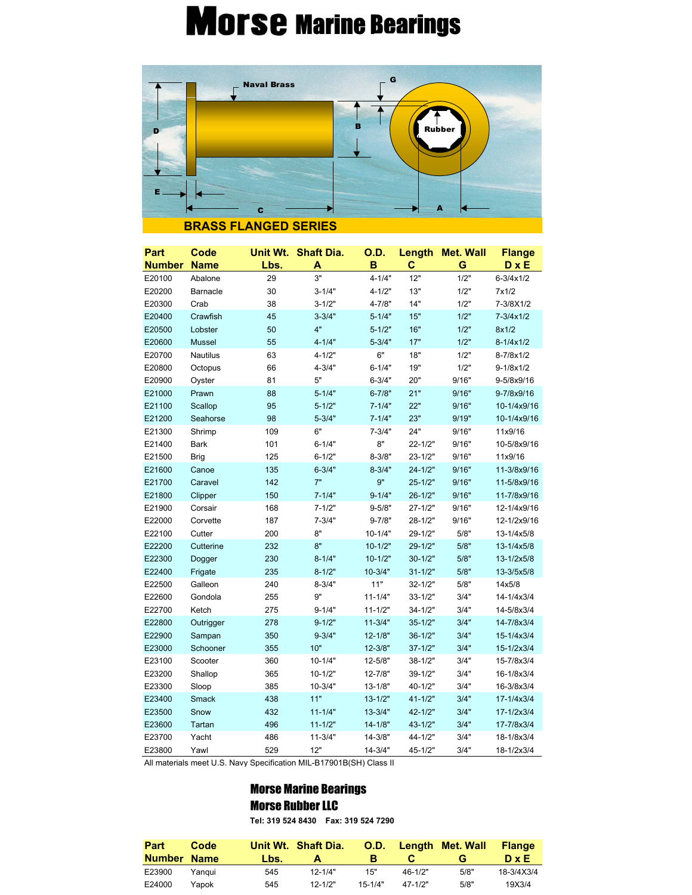# Morse Marine Bearings

Naval Brass

Rubber

G B D E C A

## BRASS FLANGED SERIES

| Part Number | Code Name | Unit Wt. Lbs. | Shaft Dia. A | O.D. B | Length C | Met. Wall G | Flange D x E |
|---|---|---|---|---|---|---|---|
| E20100 | Abalone | 29 | 3" | 4-1/4" | 12" | 1/2" | 6-3/4x1/2 |
| E20200 | Barnacle | 30 | 3-1/4" | 4-1/2" | 13" | 1/2" | 7x1/2 |
| E20300 | Crab | 38 | 3-1/2" | 4-7/8" | 14" | 1/2" | 7-3/8X1/2 |
| E20400 | Crawfish | 45 | 3-3/4" | 5-1/4" | 15" | 1/2" | 7-3/4x1/2 |
| E20500 | Lobster | 50 | 4" | 5-1/2" | 16" | 1/2" | 8x1/2 |
| E20600 | Mussel | 55 | 4-1/4" | 5-3/4" | 17" | 1/2" | 8-1/4x1/2 |
| E20700 | Nautilus | 63 | 4-1/2" | 6" | 18" | 1/2" | 8-7/8x1/2 |
| E20800 | Octopus | 66 | 4-3/4" | 6-1/4" | 19" | 1/2" | 9-1/8x1/2 |
| E20900 | Oyster | 81 | 5" | 6-3/4" | 20" | 9/16" | 9-5/8x9/16 |
| E21000 | Prawn | 88 | 5-1/4" | 6-7/8" | 21" | 9/16" | 9-7/8x9/16 |
| E21100 | Scallop | 95 | 5-1/2" | 7-1/4" | 22" | 9/16" | 10-1/4x9/16 |
| E21200 | Seahorse | 98 | 5-3/4" | 7-1/4" | 23" | 9/19" | 10-1/4x9/16 |
| E21300 | Shrimp | 109 | 6" | 7-3/4" | 24" | 9/16" | 11x9/16 |
| E21400 | Bark | 101 | 6-1/4" | 8" | 22-1/2" | 9/16" | 10-5/8x9/16 |
| E21500 | Brig | 125 | 6-1/2" | 8-3/8" | 23-1/2" | 9/16" | 11x9/16 |
| E21600 | Canoe | 135 | 6-3/4" | 8-3/4" | 24-1/2" | 9/16" | 11-3/8x9/16 |
| E21700 | Caravel | 142 | 7" | 9" | 25-1/2" | 9/16" | 11-5/8x9/16 |
| E21800 | Clipper | 150 | 7-1/4" | 9-1/4" | 26-1/2" | 9/16" | 11-7/8x9/16 |
| E21900 | Corsair | 168 | 7-1/2" | 9-5/8" | 27-1/2" | 9/16" | 12-1/4x9/16 |
| E22000 | Corvette | 187 | 7-3/4" | 9-7/8" | 28-1/2" | 9/16" | 12-1/2x9/16 |
| E22100 | Cutter | 200 | 8" | 10-1/4" | 29-1/2" | 5/8" | 13-1/4x5/8 |
| E22200 | Cutterine | 232 | 8" | 10-1/2" | 29-1/2" | 5/8" | 13-1/4x5/8 |
| E22300 | Dogger | 230 | 8-1/4" | 10-1/2" | 30-1/2" | 5/8" | 13-1/2x5/8 |
| E22400 | Frigate | 235 | 8-1/2" | 10-3/4" | 31-1/2" | 5/8" | 13-3/5x5/8 |
| E22500 | Galleon | 240 | 8-3/4" | 11" | 32-1/2" | 5/8" | 14x5/8 |
| E22600 | Gondola | 255 | 9" | 11-1/4" | 33-1/2" | 3/4" | 14-1/4x3/4 |
| E22700 | Ketch | 275 | 9-1/4" | 11-1/2" | 34-1/2" | 3/4" | 14-5/8x3/4 |
| E22800 | Outrigger | 278 | 9-1/2" | 11-3/4" | 35-1/2" | 3/4" | 14-7/8x3/4 |
| E22900 | Sampan | 350 | 9-3/4" | 12-1/8" | 36-1/2" | 3/4" | 15-1/4x3/4 |
| E23000 | Schooner | 355 | 10" | 12-3/8" | 37-1/2" | 3/4" | 15-1/2x3/4 |
| E23100 | Scooter | 360 | 10-1/4" | 12-5/8" | 38-1/2" | 3/4" | 15-7/8x3/4 |
| E23200 | Shallop | 365 | 10-1/2" | 12-7/8" | 39-1/2" | 3/4" | 16-1/8x3/4 |
| E23300 | Sloop | 385 | 10-3/4" | 13-1/8" | 40-1/2" | 3/4" | 16-3/8x3/4 |
| E23400 | Smack | 438 | 11" | 13-1/2" | 41-1/2" | 3/4" | 17-1/4x3/4 |
| E23500 | Snow | 432 | 11-1/4" | 13-3/4" | 42-1/2" | 3/4" | 17-1/2x3/4 |
| E23600 | Tartan | 496 | 11-1/2" | 14-1/8" | 43-1/2" | 3/4" | 17-7/8x3/4 |
| E23700 | Yacht | 486 | 11-3/4" | 14-3/8" | 44-1/2" | 3/4" | 18-1/8x3/4 |
| E23800 | Yawl | 529 | 12" | 14-3/4" | 45-1/2" | 3/4" | 18-1/2x3/4 |

All materials meet U.S. Navy Specification MIL-B17901B(SH) Class II

**Morse Marine Bearings**
**Morse Rubber LLC**
**Tel: 319 524 8430 Fax: 319 524 7290**

| Part Number | Code Name | Unit Wt. Lbs. | Shaft Dia. A | O.D. B | Length C | Met. Wall G | Flange D x E |
|---|---|---|---|---|---|---|---|
| E23900 | Yanqui | 545 | 12-1/4" | 15" | 46-1/2" | 5/8" | 18-3/4X3/4 |
| E24000 | Yapok | 545 | 12-1/2" | 15-1/4" | 47-1/2" | 5/8" | 19X3/4 |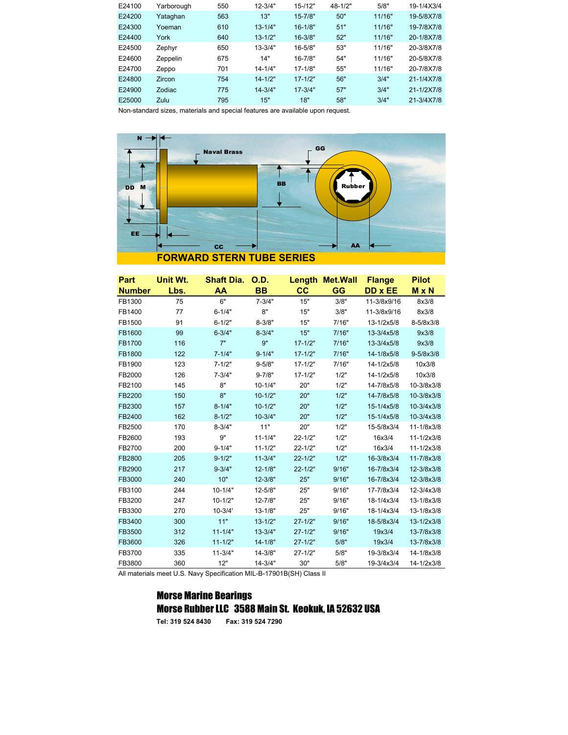| | | | | | | | |
|---|---|---|---|---|---|---|---|
| E24100 | Yarborough | 550 | 12-3/4" | 15-/12" | 48-1/2" | 5/8" | 19-1/4X3/4 |
| E24200 | Yataghan | 563 | 13" | 15-7/8" | 50" | 11/16" | 19-5/8X7/8 |
| E24300 | Yoeman | 610 | 13-1/4" | 16-1/8" | 51" | 11/16" | 19-7/8X7/8 |
| E24400 | York | 640 | 13-1/2" | 16-3/8" | 52" | 11/16" | 20-1/8X7/8 |
| E24500 | Zephyr | 650 | 13-3/4" | 16-5/8" | 53" | 11/16" | 20-3/8X7/8 |
| E24600 | Zeppelin | 675 | 14" | 16-7/8" | 54" | 11/16" | 20-5/8X7/8 |
| E24700 | Zeppo | 701 | 14-1/4" | 17-1/8" | 55" | 11/16" | 20-7/8X7/8 |
| E24800 | Zircon | 754 | 14-1/2" | 17-1/2" | 56" | 3/4" | 21-1/4X7/8 |
| E24900 | Zodiac | 775 | 14-3/4" | 17-3/4" | 57" | 3/4" | 21-1/2X7/8 |
| E25000 | Zulu | 795 | 15" | 18" | 58" | 3/4" | 21-3/4X7/8 |

Non-standard sizes, materials and special features are available upon request.

## FORWARD STERN TUBE SERIES

| Part Number | Unit Wt. Lbs. | Shaft Dia. AA | O.D. BB | Length CC | Met.Wall GG | Flange DD x EE | Pilot M x N |
|---|---|---|---|---|---|---|---|
| FB1300 | 75 | 6" | 7-3/4" | 15" | 3/8" | 11-3/8x9/16 | 8x3/8 |
| FB1400 | 77 | 6-1/4" | 8" | 15" | 3/8" | 11-3/8x9/16 | 8x3/8 |
| FB1500 | 91 | 6-1/2" | 8-3/8" | 15" | 7/16" | 13-1/2x5/8 | 8-5/8x3/8 |
| FB1600 | 99 | 6-3/4" | 8-3/4" | 15" | 7/16" | 13-3/4x5/8 | 9x3/8 |
| FB1700 | 116 | 7" | 9" | 17-1/2" | 7/16" | 13-3/4x5/8 | 9x3/8 |
| FB1800 | 122 | 7-1/4" | 9-1/4" | 17-1/2" | 7/16" | 14-1/8x5/8 | 9-5/8x3/8 |
| FB1900 | 123 | 7-1/2" | 9-5/8" | 17-1/2" | 7/16" | 14-1/2x5/8 | 10x3/8 |
| FB2000 | 126 | 7-3/4" | 9-7/8" | 17-1/2" | 1/2" | 14-1/2x5/8 | 10x3/8 |
| FB2100 | 145 | 8" | 10-1/4" | 20" | 1/2" | 14-7/8x5/8 | 10-3/8x3/8 |
| FB2200 | 150 | 8" | 10-1/2" | 20" | 1/2" | 14-7/8x5/8 | 10-3/8x3/8 |
| FB2300 | 157 | 8-1/4" | 10-1/2" | 20" | 1/2" | 15-1/4x5/8 | 10-3/4x3/8 |
| FB2400 | 162 | 8-1/2" | 10-3/4" | 20" | 1/2" | 15-1/4x5/8 | 10-3/4x3/8 |
| FB2500 | 170 | 8-3/4" | 11" | 20" | 1/2" | 15-5/8x3/4 | 11-1/8x3/8 |
| FB2600 | 193 | 9" | 11-1/4" | 22-1/2" | 1/2" | 16x3/4 | 11-1/2x3/8 |
| FB2700 | 200 | 9-1/4" | 11-1/2" | 22-1/2" | 1/2" | 16x3/4 | 11-1/2x3/8 |
| FB2800 | 205 | 9-1/2" | 11-3/4" | 22-1/2" | 1/2" | 16-3/8x3/4 | 11-7/8x3/8 |
| FB2900 | 217 | 9-3/4" | 12-1/8" | 22-1/2" | 9/16" | 16-7/8x3/4 | 12-3/8x3/8 |
| FB3000 | 240 | 10" | 12-3/8" | 25" | 9/16" | 16-7/8x3/4 | 12-3/8x3/8 |
| FB3100 | 244 | 10-1/4" | 12-5/8" | 25" | 9/16" | 17-7/8x3/4 | 12-3/4x3/8 |
| FB3200 | 247 | 10-1/2" | 12-7/8" | 25" | 9/16" | 18-1/4x3/4 | 13-1/8x3/8 |
| FB3300 | 270 | 10-3/4' | 13-1/8" | 25" | 9/16" | 18-1/4x3/4 | 13-1/8x3/8 |
| FB3400 | 300 | 11" | 13-1/2" | 27-1/2" | 9/16" | 18-5/8x3/4 | 13-1/2x3/8 |
| FB3500 | 312 | 11-1/4" | 13-3/4" | 27-1/2" | 9/16" | 19x3/4 | 13-7/8x3/8 |
| FB3600 | 326 | 11-1/2" | 14-1/8" | 27-1/2" | 5/8" | 19x3/4 | 13-7/8x3/8 |
| FB3700 | 335 | 11-3/4" | 14-3/8" | 27-1/2" | 5/8" | 19-3/8x3/4 | 14-1/8x3/8 |
| FB3800 | 360 | 12" | 14-3/4" | 30" | 5/8" | 19-3/4x3/4 | 14-1/2x3/8 |

All materials meet U.S. Navy Specification MIL-B-17901B(SH) Class II

**Morse Marine Bearings**
**Morse Rubber LLC 3588 Main St. Keokuk, IA 52632 USA**

**Tel: 319 524 8430 Fax: 319 524 7290**